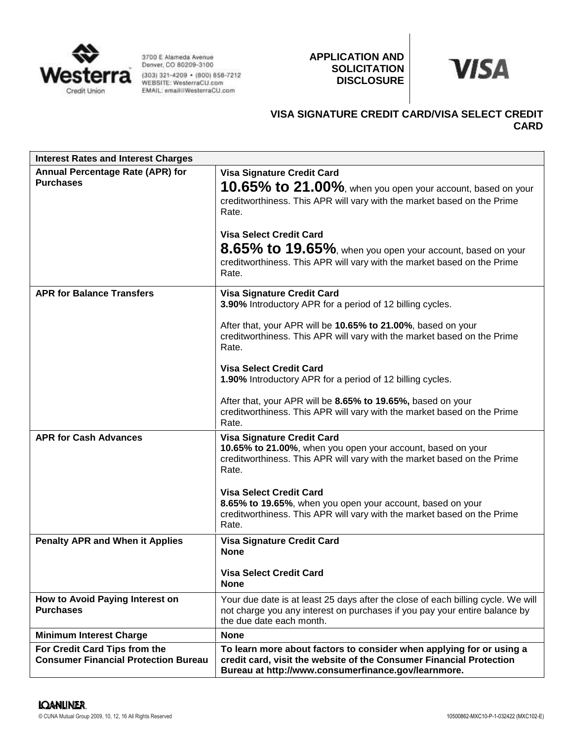Westerra Credit Union

3700 E Alameda Avenue
Denver, CO 80209-3100
(303) 321-4209 • (800) 858-7212
WEBSITE: WesterraCU.com
EMAIL: email@WesterraCU.com

**APPLICATION AND SOLICITATION DISCLOSURE**

VISA

## VISA SIGNATURE CREDIT CARD/VISA SELECT CREDIT CARD

| **Interest Rates and Interest Charges** | |
|---|---|
| **Annual Percentage Rate (APR) for Purchases** | **Visa Signature Credit Card**<br>**10.65% to 21.00%**, when you open your account, based on your creditworthiness. This APR will vary with the market based on the Prime Rate.<br><br>**Visa Select Credit Card**<br>**8.65% to 19.65%**, when you open your account, based on your creditworthiness. This APR will vary with the market based on the Prime Rate. |
| **APR for Balance Transfers** | **Visa Signature Credit Card**<br>**3.90%** Introductory APR for a period of 12 billing cycles.<br><br>After that, your APR will be **10.65% to 21.00%**, based on your creditworthiness. This APR will vary with the market based on the Prime Rate.<br><br>**Visa Select Credit Card**<br>**1.90%** Introductory APR for a period of 12 billing cycles.<br><br>After that, your APR will be **8.65% to 19.65%,** based on your creditworthiness. This APR will vary with the market based on the Prime Rate. |
| **APR for Cash Advances** | **Visa Signature Credit Card**<br>**10.65% to 21.00%**, when you open your account, based on your creditworthiness. This APR will vary with the market based on the Prime Rate.<br><br>**Visa Select Credit Card**<br>**8.65% to 19.65%**, when you open your account, based on your creditworthiness. This APR will vary with the market based on the Prime Rate. |
| **Penalty APR and When it Applies** | **Visa Signature Credit Card**<br>**None**<br><br>**Visa Select Credit Card**<br>**None** |
| **How to Avoid Paying Interest on Purchases** | Your due date is at least 25 days after the close of each billing cycle. We will not charge you any interest on purchases if you pay your entire balance by the due date each month. |
| **Minimum Interest Charge** | **None** |
| **For Credit Card Tips from the Consumer Financial Protection Bureau** | **To learn more about factors to consider when applying for or using a credit card, visit the website of the Consumer Financial Protection Bureau at http://www.consumerfinance.gov/learnmore.** |

LOANLINER.

© CUNA Mutual Group 2009, 10, 12, 16 All Rights Reserved

10500862-MXC10-P-1-032422 (MXC102-E)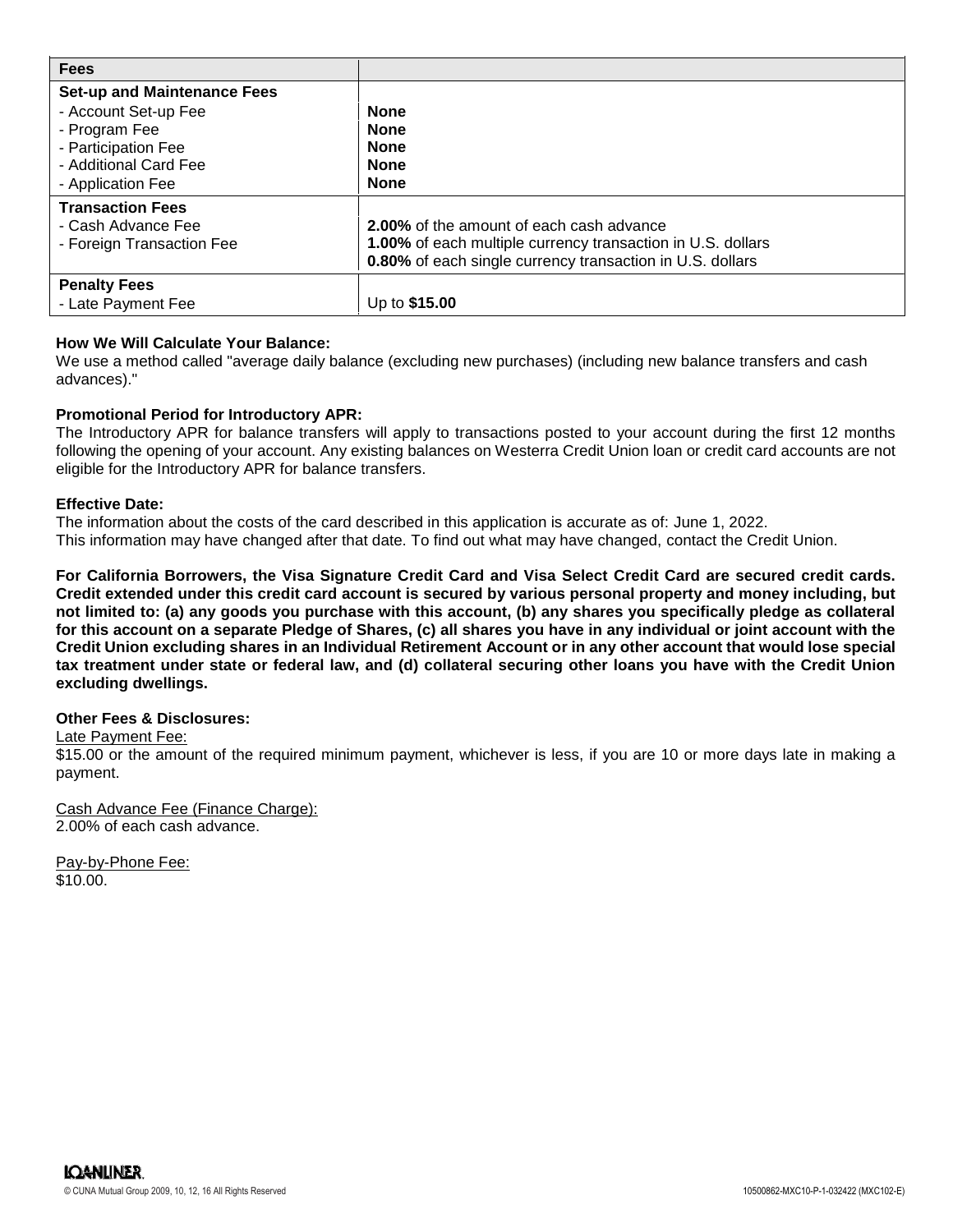| Fees | |
|---|---|
| **Set-up and Maintenance Fees** | |
| - Account Set-up Fee | **None** |
| - Program Fee | **None** |
| - Participation Fee | **None** |
| - Additional Card Fee | **None** |
| - Application Fee | **None** |
| **Transaction Fees** | |
| - Cash Advance Fee | **2.00%** of the amount of each cash advance |
| - Foreign Transaction Fee | **1.00%** of each multiple currency transaction in U.S. dollars<br>**0.80%** of each single currency transaction in U.S. dollars |
| **Penalty Fees** | |
| - Late Payment Fee | Up to **$15.00** |

**How We Will Calculate Your Balance:**
We use a method called "average daily balance (excluding new purchases) (including new balance transfers and cash advances)."

**Promotional Period for Introductory APR:**
The Introductory APR for balance transfers will apply to transactions posted to your account during the first 12 months following the opening of your account. Any existing balances on Westerra Credit Union loan or credit card accounts are not eligible for the Introductory APR for balance transfers.

**Effective Date:**
The information about the costs of the card described in this application is accurate as of: June 1, 2022.
This information may have changed after that date. To find out what may have changed, contact the Credit Union.

**For California Borrowers, the Visa Signature Credit Card and Visa Select Credit Card are secured credit cards. Credit extended under this credit card account is secured by various personal property and money including, but not limited to: (a) any goods you purchase with this account, (b) any shares you specifically pledge as collateral for this account on a separate Pledge of Shares, (c) all shares you have in any individual or joint account with the Credit Union excluding shares in an Individual Retirement Account or in any other account that would lose special tax treatment under state or federal law, and (d) collateral securing other loans you have with the Credit Union excluding dwellings.**

**Other Fees & Disclosures:**

Late Payment Fee:
$15.00 or the amount of the required minimum payment, whichever is less, if you are 10 or more days late in making a payment.

Cash Advance Fee (Finance Charge):
2.00% of each cash advance.

Pay-by-Phone Fee:
$10.00.

LOANLINER.
© CUNA Mutual Group 2009, 10, 12, 16 All Rights Reserved

10500862-MXC10-P-1-032422 (MXC102-E)